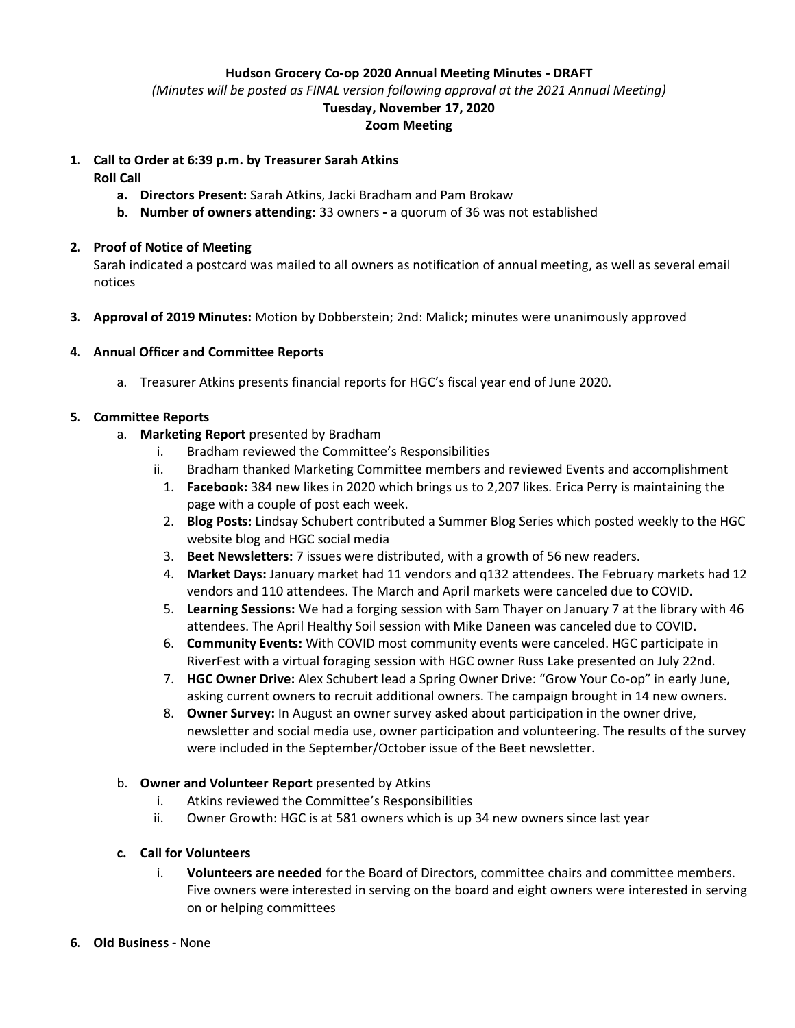**Hudson Grocery Co-op 2020 Annual Meeting Minutes - DRAFT**

*(Minutes will be posted as FINAL version following approval at the 2021 Annual Meeting)*

**Tuesday, November 17, 2020**

**Zoom Meeting**

1. **Call to Order at 6:39 p.m. by Treasurer Sarah Atkins**
   **Roll Call**
   a. **Directors Present:** Sarah Atkins, Jacki Bradham and Pam Brokaw
   b. **Number of owners attending:** 33 owners **-** a quorum of 36 was not established

2. **Proof of Notice of Meeting**
   Sarah indicated a postcard was mailed to all owners as notification of annual meeting, as well as several email notices

3. **Approval of 2019 Minutes:** Motion by Dobberstein; 2nd: Malick; minutes were unanimously approved

4. **Annual Officer and Committee Reports**
   a. Treasurer Atkins presents financial reports for HGC's fiscal year end of June 2020.

5. **Committee Reports**
   a. **Marketing Report** presented by Bradham
      i. Bradham reviewed the Committee's Responsibilities
      ii. Bradham thanked Marketing Committee members and reviewed Events and accomplishment
         1. **Facebook:** 384 new likes in 2020 which brings us to 2,207 likes. Erica Perry is maintaining the page with a couple of post each week.
         2. **Blog Posts:** Lindsay Schubert contributed a Summer Blog Series which posted weekly to the HGC website blog and HGC social media
         3. **Beet Newsletters:** 7 issues were distributed, with a growth of 56 new readers.
         4. **Market Days:** January market had 11 vendors and q132 attendees. The February markets had 12 vendors and 110 attendees. The March and April markets were canceled due to COVID.
         5. **Learning Sessions:** We had a forging session with Sam Thayer on January 7 at the library with 46 attendees. The April Healthy Soil session with Mike Daneen was canceled due to COVID.
         6. **Community Events:** With COVID most community events were canceled. HGC participate in RiverFest with a virtual foraging session with HGC owner Russ Lake presented on July 22nd.
         7. **HGC Owner Drive:** Alex Schubert lead a Spring Owner Drive: "Grow Your Co-op" in early June, asking current owners to recruit additional owners. The campaign brought in 14 new owners.
         8. **Owner Survey:** In August an owner survey asked about participation in the owner drive, newsletter and social media use, owner participation and volunteering. The results of the survey were included in the September/October issue of the Beet newsletter.

   b. **Owner and Volunteer Report** presented by Atkins
      i. Atkins reviewed the Committee's Responsibilities
      ii. Owner Growth: HGC is at 581 owners which is up 34 new owners since last year

   c. **Call for Volunteers**
      i. **Volunteers are needed** for the Board of Directors, committee chairs and committee members. Five owners were interested in serving on the board and eight owners were interested in serving on or helping committees

6. **Old Business -** None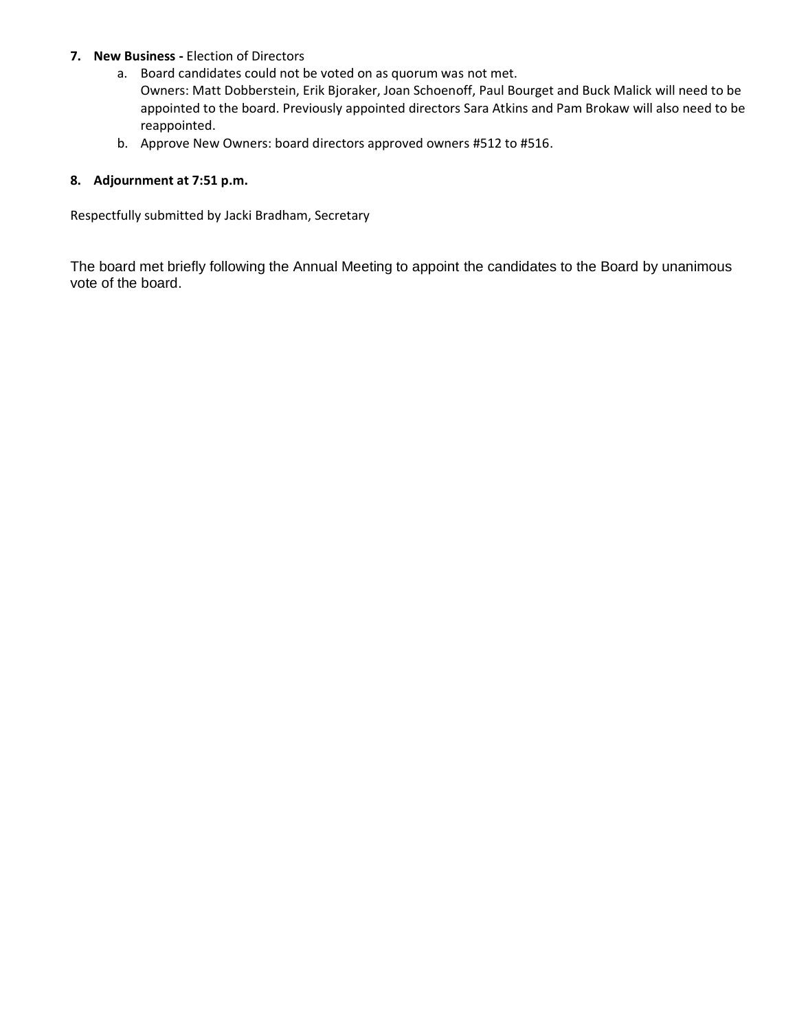7. **New Business -** Election of Directors
    a. Board candidates could not be voted on as quorum was not met.
       Owners: Matt Dobberstein, Erik Bjoraker, Joan Schoenoff, Paul Bourget and Buck Malick will need to be appointed to the board. Previously appointed directors Sara Atkins and Pam Brokaw will also need to be reappointed.
    b. Approve New Owners: board directors approved owners #512 to #516.

8. **Adjournment at 7:51 p.m.**

Respectfully submitted by Jacki Bradham, Secretary

The board met briefly following the Annual Meeting to appoint the candidates to the Board by unanimous vote of the board.